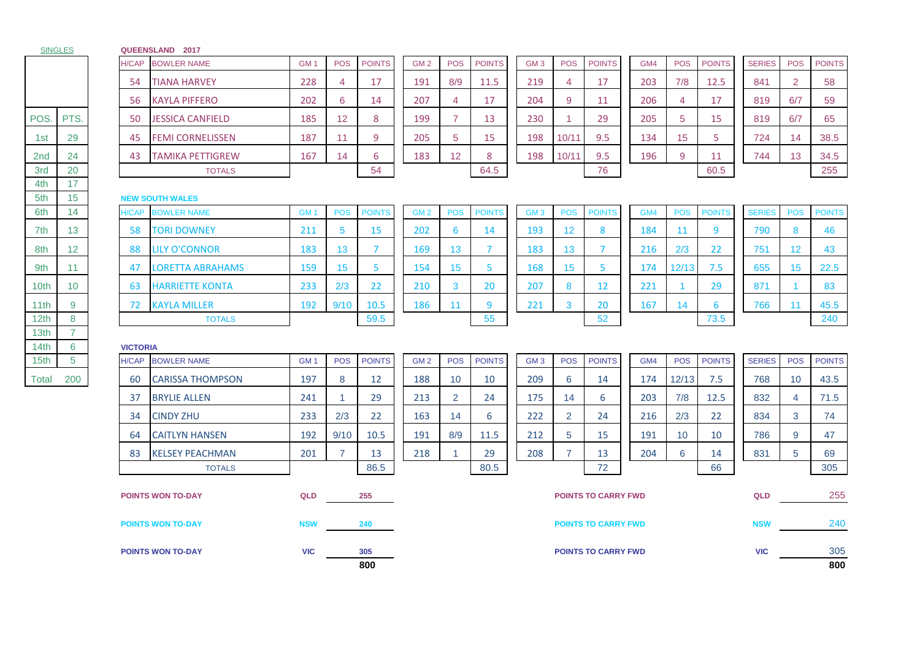SINGLES

| POS. | PTS. |
|---|---|
| 1st | 29 |
| 2nd | 24 |
| 3rd | 20 |
| 4th | 17 |
| 5th | 15 |
| 6th | 14 |
| 7th | 13 |
| 8th | 12 |
| 9th | 11 |
| 10th | 10 |
| 11th | 9 |
| 12th | 8 |
| 13th | 7 |
| 14th | 6 |
| 15th | 5 |
| Total | 200 |

**QUEENSLAND 2017**

| H/CAP | BOWLER NAME | GM 1 | POS | POINTS | GM 2 | POS | POINTS | GM 3 | POS | POINTS | GM4 | POS | POINTS | SERIES | POS | POINTS |
|---|---|---|---|---|---|---|---|---|---|---|---|---|---|---|---|---|
| 54 | TIANA HARVEY | 228 | 4 | 17 | 191 | 8/9 | 11.5 | 219 | 4 | 17 | 203 | 7/8 | 12.5 | 841 | 2 | 58 |
| 56 | KAYLA PIFFERO | 202 | 6 | 14 | 207 | 4 | 17 | 204 | 9 | 11 | 206 | 4 | 17 | 819 | 6/7 | 59 |
| 50 | JESSICA CANFIELD | 185 | 12 | 8 | 199 | 7 | 13 | 230 | 1 | 29 | 205 | 5 | 15 | 819 | 6/7 | 65 |
| 45 | FEMI CORNELISSEN | 187 | 11 | 9 | 205 | 5 | 15 | 198 | 10/11 | 9.5 | 134 | 15 | 5 | 724 | 14 | 38.5 |
| 43 | TAMIKA PETTIGREW | 167 | 14 | 6 | 183 | 12 | 8 | 198 | 10/11 | 9.5 | 196 | 9 | 11 | 744 | 13 | 34.5 |
| | TOTALS | | | 54 | | | 64.5 | | | 76 | | | 60.5 | | | 255 |

**NEW SOUTH WALES**

| H/CAP | BOWLER NAME | GM 1 | POS | POINTS | GM 2 | POS | POINTS | GM 3 | POS | POINTS | GM4 | POS | POINTS | SERIES | POS | POINTS |
|---|---|---|---|---|---|---|---|---|---|---|---|---|---|---|---|---|
| 58 | TORI DOWNEY | 211 | 5 | 15 | 202 | 6 | 14 | 193 | 12 | 8 | 184 | 11 | 9 | 790 | 8 | 46 |
| 88 | LILY O'CONNOR | 183 | 13 | 7 | 169 | 13 | 7 | 183 | 13 | 7 | 216 | 2/3 | 22 | 751 | 12 | 43 |
| 47 | LORETTA ABRAHAMS | 159 | 15 | 5 | 154 | 15 | 5 | 168 | 15 | 5 | 174 | 12/13 | 7.5 | 655 | 15 | 22.5 |
| 63 | HARRIETTE KONTA | 233 | 2/3 | 22 | 210 | 3 | 20 | 207 | 8 | 12 | 221 | 1 | 29 | 871 | 1 | 83 |
| 72 | KAYLA MILLER | 192 | 9/10 | 10.5 | 186 | 11 | 9 | 221 | 3 | 20 | 167 | 14 | 6 | 766 | 11 | 45.5 |
| | TOTALS | | | 59.5 | | | 55 | | | 52 | | | 73.5 | | | 240 |

**VICTORIA**

| H/CAP | BOWLER NAME | GM 1 | POS | POINTS | GM 2 | POS | POINTS | GM 3 | POS | POINTS | GM4 | POS | POINTS | SERIES | POS | POINTS |
|---|---|---|---|---|---|---|---|---|---|---|---|---|---|---|---|---|
| 60 | CARISSA THOMPSON | 197 | 8 | 12 | 188 | 10 | 10 | 209 | 6 | 14 | 174 | 12/13 | 7.5 | 768 | 10 | 43.5 |
| 37 | BRYLIE ALLEN | 241 | 1 | 29 | 213 | 2 | 24 | 175 | 14 | 6 | 203 | 7/8 | 12.5 | 832 | 4 | 71.5 |
| 34 | CINDY ZHU | 233 | 2/3 | 22 | 163 | 14 | 6 | 222 | 2 | 24 | 216 | 2/3 | 22 | 834 | 3 | 74 |
| 64 | CAITLYN HANSEN | 192 | 9/10 | 10.5 | 191 | 8/9 | 11.5 | 212 | 5 | 15 | 191 | 10 | 10 | 786 | 9 | 47 |
| 83 | KELSEY PEACHMAN | 201 | 7 | 13 | 218 | 1 | 29 | 208 | 7 | 13 | 204 | 6 | 14 | 831 | 5 | 69 |
| | TOTALS | | | 86.5 | | | 80.5 | | | 72 | | | 66 | | | 305 |

| | | | | | |
|---|---|---|---|---|---|
| **POINTS WON TO-DAY** | **QLD** | **255** | **POINTS TO CARRY FWD** | **QLD** | 255 |
| **POINTS WON TO-DAY** | **NSW** | **240** | **POINTS TO CARRY FWD** | **NSW** | 240 |
| **POINTS WON TO-DAY** | **VIC** | **305** | **POINTS TO CARRY FWD** | **VIC** | 305 |
| | | **800** | | | **800** |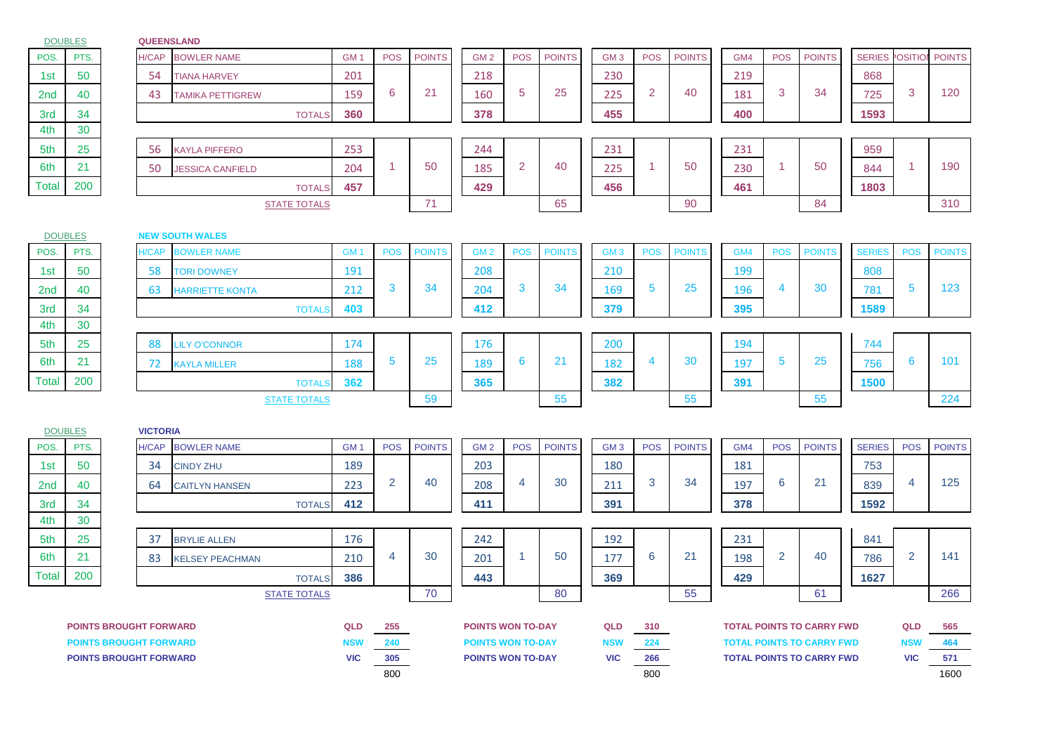| DOUBLES | |
|---|---|
| POS. | PTS. |
| 1st | 50 |
| 2nd | 40 |
| 3rd | 34 |
| 4th | 30 |
| 5th | 25 |
| 6th | 21 |
| Total | 200 |

**QUEENSLAND**

| H/CAP | BOWLER NAME | GM 1 | POS | POINTS | GM 2 | POS | POINTS | GM 3 | POS | POINTS | GM4 | POS | POINTS | SERIES | POSITION | POINTS |
|---|---|---|---|---|---|---|---|---|---|---|---|---|---|---|---|---|
| 54 | TIANA HARVEY | 201 | 6 | 21 | 218 | 5 | 25 | 230 | 2 | 40 | 219 | 3 | 34 | 868 | 3 | 120 |
| 43 | TAMIKA PETTIGREW | 159 | | | 160 | | | 225 | | | 181 | | | 725 | | |
| | TOTALS | 360 | | | 378 | | | 455 | | | 400 | | | 1593 | | |
| 56 | KAYLA PIFFERO | 253 | 1 | 50 | 244 | 2 | 40 | 231 | 1 | 50 | 231 | 1 | 50 | 959 | 1 | 190 |
| 50 | JESSICA CANFIELD | 204 | | | 185 | | | 225 | | | 230 | | | 844 | | |
| | TOTALS | 457 | | | 429 | | | 456 | | | 461 | | | 1803 | | |
| | STATE TOTALS | | | 71 | | | 65 | | | 90 | | | 84 | | | 310 |

| DOUBLES | |
|---|---|
| POS. | PTS. |
| 1st | 50 |
| 2nd | 40 |
| 3rd | 34 |
| 4th | 30 |
| 5th | 25 |
| 6th | 21 |
| Total | 200 |

**NEW SOUTH WALES**

| H/CAP | BOWLER NAME | GM 1 | POS | POINTS | GM 2 | POS | POINTS | GM 3 | POS | POINTS | GM4 | POS | POINTS | SERIES | POS | POINTS |
|---|---|---|---|---|---|---|---|---|---|---|---|---|---|---|---|---|
| 58 | TORI DOWNEY | 191 | 3 | 34 | 208 | 3 | 34 | 210 | 5 | 25 | 199 | 4 | 30 | 808 | 5 | 123 |
| 63 | HARRIETTE KONTA | 212 | | | 204 | | | 169 | | | 196 | | | 781 | | |
| | TOTALS | 403 | | | 412 | | | 379 | | | 395 | | | 1589 | | |
| 88 | LILY O'CONNOR | 174 | 5 | 25 | 176 | 6 | 21 | 200 | 4 | 30 | 194 | 5 | 25 | 744 | 6 | 101 |
| 72 | KAYLA MILLER | 188 | | | 189 | | | 182 | | | 197 | | | 756 | | |
| | TOTALS | 362 | | | 365 | | | 382 | | | 391 | | | 1500 | | |
| | STATE TOTALS | | | 59 | | | 55 | | | 55 | | | 55 | | | 224 |

| DOUBLES | |
|---|---|
| POS. | PTS. |
| 1st | 50 |
| 2nd | 40 |
| 3rd | 34 |
| 4th | 30 |
| 5th | 25 |
| 6th | 21 |
| Total | 200 |

**VICTORIA**

| H/CAP | BOWLER NAME | GM 1 | POS | POINTS | GM 2 | POS | POINTS | GM 3 | POS | POINTS | GM4 | POS | POINTS | SERIES | POS | POINTS |
|---|---|---|---|---|---|---|---|---|---|---|---|---|---|---|---|---|
| 34 | CINDY ZHU | 189 | 2 | 40 | 203 | 4 | 30 | 180 | 3 | 34 | 181 | 6 | 21 | 753 | 4 | 125 |
| 64 | CAITLYN HANSEN | 223 | | | 208 | | | 211 | | | 197 | | | 839 | | |
| | TOTALS | 412 | | | 411 | | | 391 | | | 378 | | | 1592 | | |
| 37 | BRYLIE ALLEN | 176 | 4 | 30 | 242 | 1 | 50 | 192 | 6 | 21 | 231 | 2 | 40 | 841 | 2 | 141 |
| 83 | KELSEY PEACHMAN | 210 | | | 201 | | | 177 | | | 198 | | | 786 | | |
| | TOTALS | 386 | | | 443 | | | 369 | | | 429 | | | 1627 | | |
| | STATE TOTALS | | | 70 | | | 80 | | | 55 | | | 61 | | | 266 |

| | | | | | | | | |
|---|---|---|---|---|---|---|---|---|
| POINTS BROUGHT FORWARD | QLD | 255 | POINTS WON TO-DAY | QLD | 310 | TOTAL POINTS TO CARRY FWD | QLD | 565 |
| POINTS BROUGHT FORWARD | NSW | 240 | POINTS WON TO-DAY | NSW | 224 | TOTAL POINTS TO CARRY FWD | NSW | 464 |
| POINTS BROUGHT FORWARD | VIC | 305 | POINTS WON TO-DAY | VIC | 266 | TOTAL POINTS TO CARRY FWD | VIC | 571 |
| | | 800 | | | 800 | | | 1600 |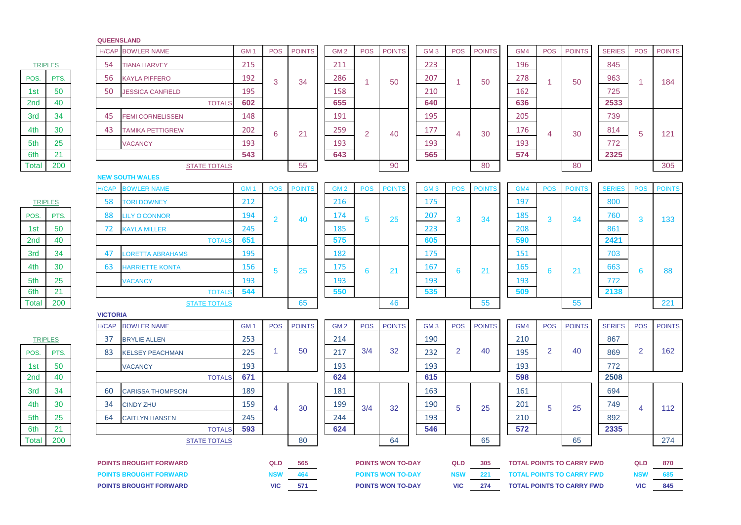## QUEENSLAND

| TRIPLES | |
|---|---|
| POS. | PTS. |
| 1st | 50 |
| 2nd | 40 |
| 3rd | 34 |
| 4th | 30 |
| 5th | 25 |
| 6th | 21 |
| Total | 200 |

| H/CAP | BOWLER NAME | GM 1 | POS | POINTS | GM 2 | POS | POINTS | GM 3 | POS | POINTS | GM4 | POS | POINTS | SERIES | POS | POINTS |
|---|---|---|---|---|---|---|---|---|---|---|---|---|---|---|---|---|
| 54 | TIANA HARVEY | 215 | 3 | 34 | 211 | 1 | 50 | 223 | 1 | 50 | 196 | 1 | 50 | 845 | 1 | 184 |
| 56 | KAYLA PIFFERO | 192 | | | 286 | | | 207 | | | 278 | | | 963 | | |
| 50 | JESSICA CANFIELD | 195 | | | 158 | | | 210 | | | 162 | | | 725 | | |
| | TOTALS | 602 | | | 655 | | | 640 | | | 636 | | | 2533 | | |
| 45 | FEMI CORNELISSEN | 148 | 6 | 21 | 191 | 2 | 40 | 195 | 4 | 30 | 205 | 4 | 30 | 739 | 5 | 121 |
| 43 | TAMIKA PETTIGREW | 202 | | | 259 | | | 177 | | | 176 | | | 814 | | |
| | VACANCY | 193 | | | 193 | | | 193 | | | 193 | | | 772 | | |
| | | 543 | | | 643 | | | 565 | | | 574 | | | 2325 | | |
| | STATE TOTALS | | | 55 | | | 90 | | | 80 | | | 80 | | | 305 |

## NEW SOUTH WALES

| TRIPLES | |
|---|---|
| POS. | PTS. |
| 1st | 50 |
| 2nd | 40 |
| 3rd | 34 |
| 4th | 30 |
| 5th | 25 |
| 6th | 21 |
| Total | 200 |

| H/CAP | BOWLER NAME | GM 1 | POS | POINTS | GM 2 | POS | POINTS | GM 3 | POS | POINTS | GM4 | POS | POINTS | SERIES | POS | POINTS |
|---|---|---|---|---|---|---|---|---|---|---|---|---|---|---|---|---|
| 58 | TORI DOWNEY | 212 | 2 | 40 | 216 | 5 | 25 | 175 | 3 | 34 | 197 | 3 | 34 | 800 | 3 | 133 |
| 88 | LILY O'CONNOR | 194 | | | 174 | | | 207 | | | 185 | | | 760 | | |
| 72 | KAYLA MILLER | 245 | | | 185 | | | 223 | | | 208 | | | 861 | | |
| | TOTALS | 651 | | | 575 | | | 605 | | | 590 | | | 2421 | | |
| 47 | LORETTA ABRAHAMS | 195 | 5 | 25 | 182 | 6 | 21 | 175 | 6 | 21 | 151 | 6 | 21 | 703 | 6 | 88 |
| 63 | HARRIETTE KONTA | 156 | | | 175 | | | 167 | | | 165 | | | 663 | | |
| | VACANCY | 193 | | | 193 | | | 193 | | | 193 | | | 772 | | |
| | TOTALS | 544 | | | 550 | | | 535 | | | 509 | | | 2138 | | |
| | STATE TOTALS | | | 65 | | | 46 | | | 55 | | | 55 | | | 221 |

## VICTORIA

| TRIPLES | |
|---|---|
| POS. | PTS. |
| 1st | 50 |
| 2nd | 40 |
| 3rd | 34 |
| 4th | 30 |
| 5th | 25 |
| 6th | 21 |
| Total | 200 |

| H/CAP | BOWLER NAME | GM 1 | POS | POINTS | GM 2 | POS | POINTS | GM 3 | POS | POINTS | GM4 | POS | POINTS | SERIES | POS | POINTS |
|---|---|---|---|---|---|---|---|---|---|---|---|---|---|---|---|---|
| 37 | BRYLIE ALLEN | 253 | 1 | 50 | 214 | 3/4 | 32 | 190 | 2 | 40 | 210 | 2 | 40 | 867 | 2 | 162 |
| 83 | KELSEY PEACHMAN | 225 | | | 217 | | | 232 | | | 195 | | | 869 | | |
| | VACANCY | 193 | | | 193 | | | 193 | | | 193 | | | 772 | | |
| | TOTALS | 671 | | | 624 | | | 615 | | | 598 | | | 2508 | | |
| 60 | CARISSA THOMPSON | 189 | 4 | 30 | 181 | 3/4 | 32 | 163 | 5 | 25 | 161 | 5 | 25 | 694 | 4 | 112 |
| 34 | CINDY ZHU | 159 | | | 199 | | | 190 | | | 201 | | | 749 | | |
| 64 | CAITLYN HANSEN | 245 | | | 244 | | | 193 | | | 210 | | | 892 | | |
| | TOTALS | 593 | | | 624 | | | 546 | | | 572 | | | 2335 | | |
| | STATE TOTALS | | | 80 | | | 64 | | | 65 | | | 65 | | | 274 |

| POINTS BROUGHT FORWARD | | | POINTS WON TO-DAY | | | TOTAL POINTS TO CARRY FWD | | |
|---|---|---|---|---|---|---|---|---|
| POINTS BROUGHT FORWARD | QLD | 565 | POINTS WON TO-DAY | QLD | 305 | TOTAL POINTS TO CARRY FWD | QLD | 870 |
| POINTS BROUGHT FORWARD | NSW | 464 | POINTS WON TO-DAY | NSW | 221 | TOTAL POINTS TO CARRY FWD | NSW | 685 |
| POINTS BROUGHT FORWARD | VIC | 571 | POINTS WON TO-DAY | VIC | 274 | TOTAL POINTS TO CARRY FWD | VIC | 845 |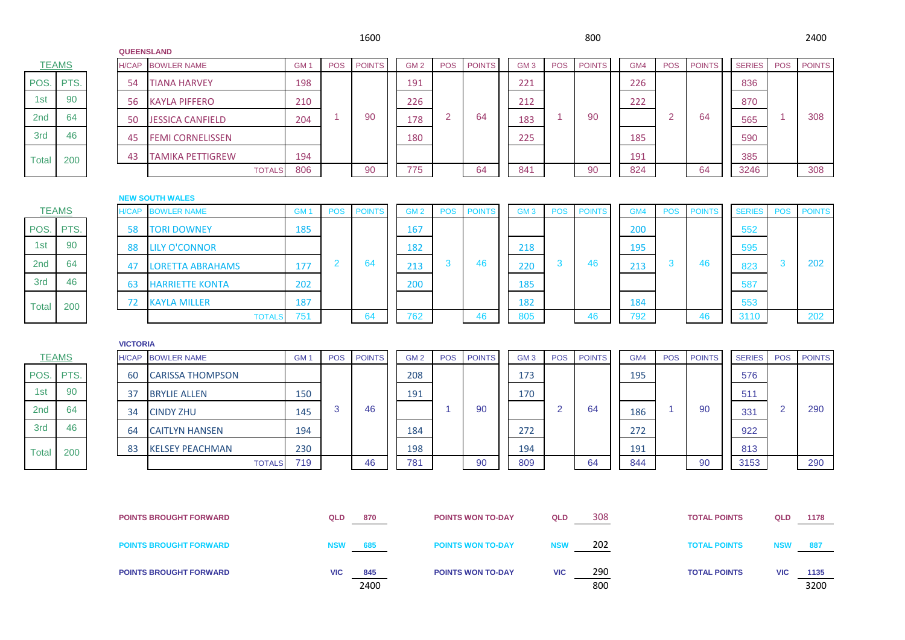| | | 1600 | | 800 | | 2400 |
|---|---|---|---|---|---|---|

**QUEENSLAND**

| TEAMS | |
|---|---|
| POS. | PTS. |
| 1st | 90 |
| 2nd | 64 |
| 3rd | 46 |
| Total | 200 |

| H/CAP | BOWLER NAME | GM 1 | POS | POINTS | GM 2 | POS | POINTS | GM 3 | POS | POINTS | GM4 | POS | POINTS | SERIES | POS | POINTS |
|---|---|---|---|---|---|---|---|---|---|---|---|---|---|---|---|---|
| 54 | TIANA HARVEY | 198 | | | 191 | | | 221 | | | 226 | | | 836 | | |
| 56 | KAYLA PIFFERO | 210 | | | 226 | | | 212 | | | 222 | | | 870 | | |
| 50 | JESSICA CANFIELD | 204 | 1 | 90 | 178 | 2 | 64 | 183 | 1 | 90 | | 2 | 64 | 565 | 1 | 308 |
| 45 | FEMI CORNELISSEN | | | | 180 | | | 225 | | | 185 | | | 590 | | |
| 43 | TAMIKA PETTIGREW | 194 | | | | | | | | | 191 | | | 385 | | |
| | TOTALS | 806 | | 90 | 775 | | 64 | 841 | | 90 | 824 | | 64 | 3246 | | 308 |

**NEW SOUTH WALES**

| TEAMS | |
|---|---|
| POS. | PTS. |
| 1st | 90 |
| 2nd | 64 |
| 3rd | 46 |
| Total | 200 |

| H/CAP | BOWLER NAME | GM 1 | POS | POINTS | GM 2 | POS | POINTS | GM 3 | POS | POINTS | GM4 | POS | POINTS | SERIES | POS | POINTS |
|---|---|---|---|---|---|---|---|---|---|---|---|---|---|---|---|---|
| 58 | TORI DOWNEY | 185 | | | 167 | | | | | | 200 | | | 552 | | |
| 88 | LILY O'CONNOR | | | | 182 | | | 218 | | | 195 | | | 595 | | |
| 47 | LORETTA ABRAHAMS | 177 | 2 | 64 | 213 | 3 | 46 | 220 | 3 | 46 | 213 | 3 | 46 | 823 | 3 | 202 |
| 63 | HARRIETTE KONTA | 202 | | | 200 | | | 185 | | | | | | 587 | | |
| 72 | KAYLA MILLER | 187 | | | | | | 182 | | | 184 | | | 553 | | |
| | TOTALS | 751 | | 64 | 762 | | 46 | 805 | | 46 | 792 | | 46 | 3110 | | 202 |

**VICTORIA**

| TEAMS | |
|---|---|
| POS. | PTS. |
| 1st | 90 |
| 2nd | 64 |
| 3rd | 46 |
| Total | 200 |

| H/CAP | BOWLER NAME | GM 1 | POS | POINTS | GM 2 | POS | POINTS | GM 3 | POS | POINTS | GM4 | POS | POINTS | SERIES | POS | POINTS |
|---|---|---|---|---|---|---|---|---|---|---|---|---|---|---|---|---|
| 60 | CARISSA THOMPSON | | | | 208 | | | 173 | | | 195 | | | 576 | | |
| 37 | BRYLIE ALLEN | 150 | | | 191 | | | 170 | | | | | | 511 | | |
| 34 | CINDY ZHU | 145 | 3 | 46 | | 1 | 90 | | 2 | 64 | 186 | 1 | 90 | 331 | 2 | 290 |
| 64 | CAITLYN HANSEN | 194 | | | 184 | | | 272 | | | 272 | | | 922 | | |
| 83 | KELSEY PEACHMAN | 230 | | | 198 | | | 194 | | | 191 | | | 813 | | |
| | TOTALS | 719 | | 46 | 781 | | 90 | 809 | | 64 | 844 | | 90 | 3153 | | 290 |

| | | | | | | | | |
|---|---|---|---|---|---|---|---|---|
| POINTS BROUGHT FORWARD | QLD | 870 | POINTS WON TO-DAY | QLD | 308 | TOTAL POINTS | QLD | 1178 |
| POINTS BROUGHT FORWARD | NSW | 685 | POINTS WON TO-DAY | NSW | 202 | TOTAL POINTS | NSW | 887 |
| POINTS BROUGHT FORWARD | VIC | 845 | POINTS WON TO-DAY | VIC | 290 | TOTAL POINTS | VIC | 1135 |
| | | 2400 | | | 800 | | | 3200 |